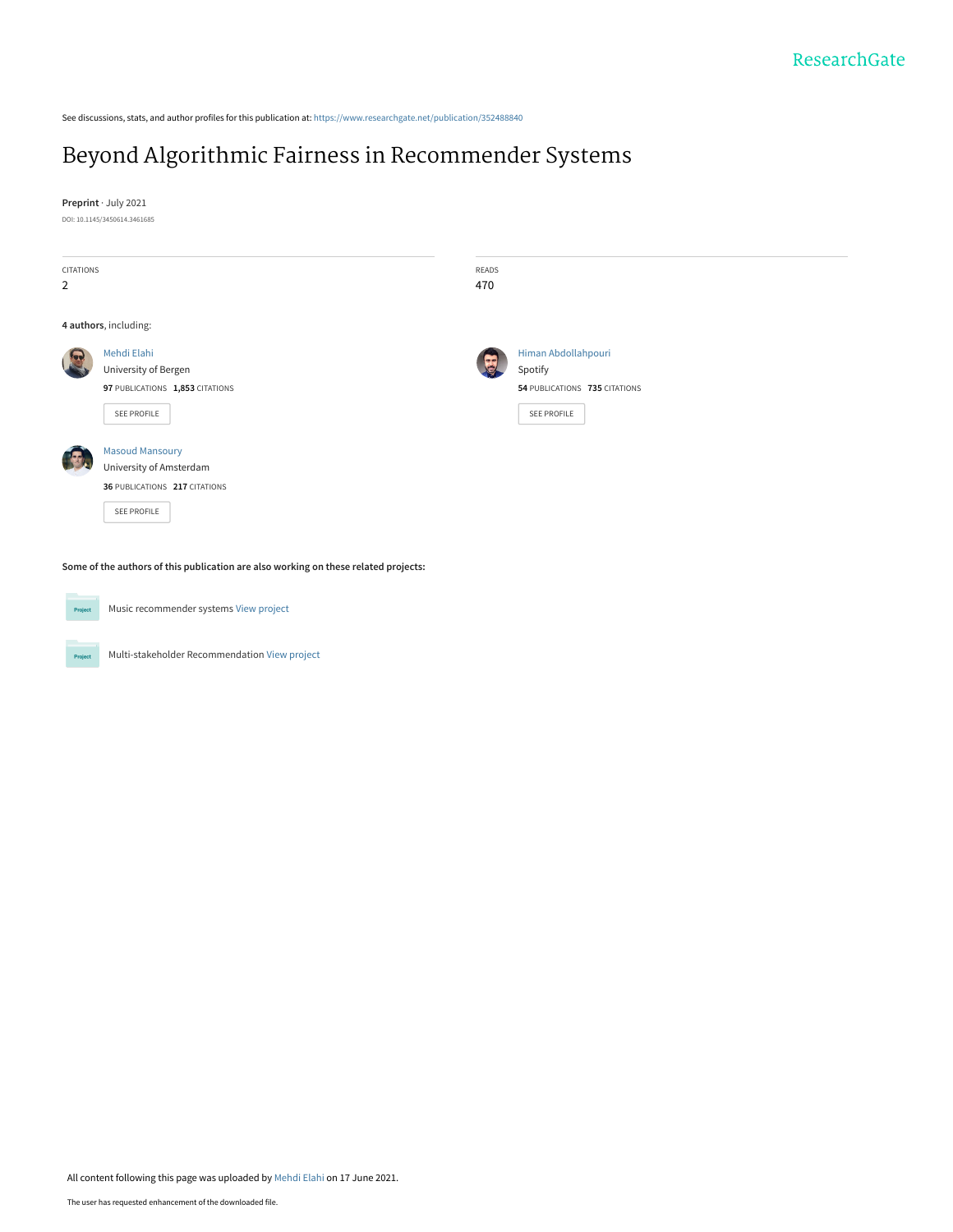See discussions, stats, and author profiles for this publication at: https://www.researchgate.net/publication/352488840

# Beyond Algorithmic Fairness in Recommender Systems

**Preprint** · July 2021

DOI: 10.1145/3450614.3461685

| CITATIONS | READS |
| --- | --- |
| 2 | 470 |

**4 authors**, including:

Mehdi Elahi
University of Bergen
**97** PUBLICATIONS **1,853** CITATIONS
SEE PROFILE

Himan Abdollahpouri
Spotify
**54** PUBLICATIONS **735** CITATIONS
SEE PROFILE

Masoud Mansoury
University of Amsterdam
**36** PUBLICATIONS **217** CITATIONS
SEE PROFILE

**Some of the authors of this publication are also working on these related projects:**

Project: Music recommender systems View project

Project: Multi-stakeholder Recommendation View project

All content following this page was uploaded by Mehdi Elahi on 17 June 2021.

The user has requested enhancement of the downloaded file.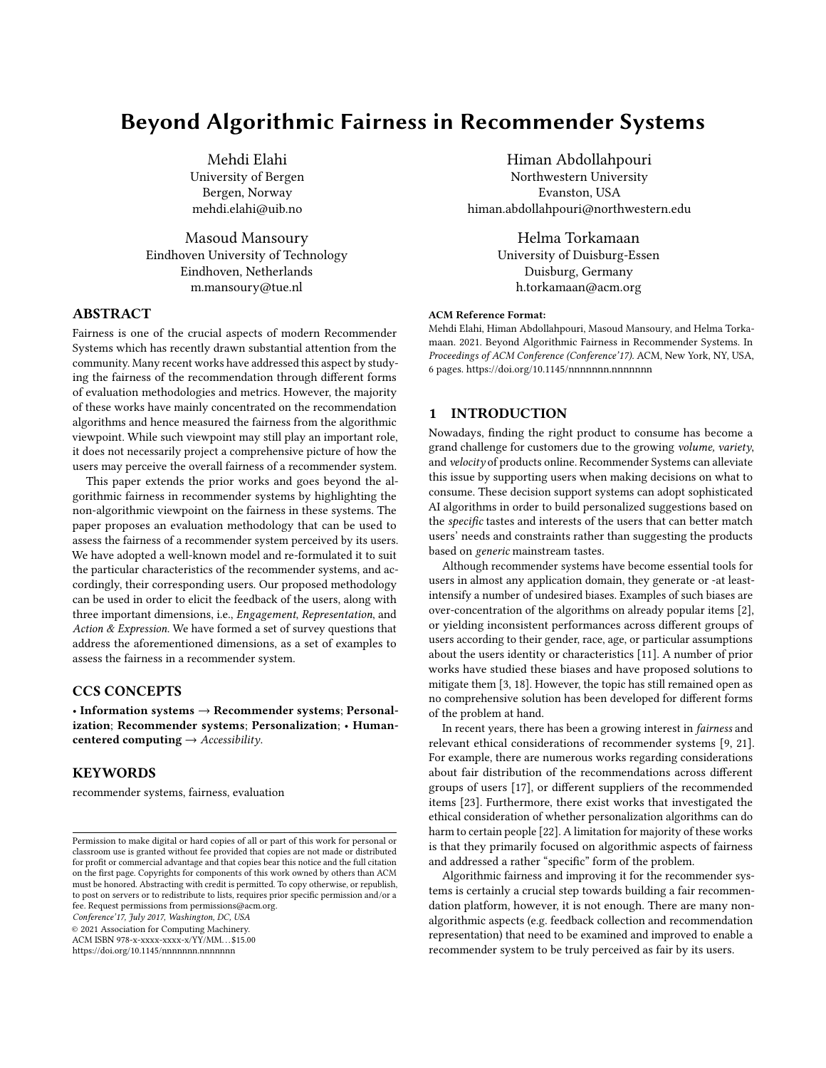# Beyond Algorithmic Fairness in Recommender Systems

Mehdi Elahi
University of Bergen
Bergen, Norway
mehdi.elahi@uib.no

Himan Abdollahpouri
Northwestern University
Evanston, USA
himan.abdollahpouri@northwestern.edu

Masoud Mansoury
Eindhoven University of Technology
Eindhoven, Netherlands
m.mansoury@tue.nl

Helma Torkamaan
University of Duisburg-Essen
Duisburg, Germany
h.torkamaan@acm.org

## ABSTRACT

Fairness is one of the crucial aspects of modern Recommender Systems which has recently drawn substantial attention from the community. Many recent works have addressed this aspect by studying the fairness of the recommendation through different forms of evaluation methodologies and metrics. However, the majority of these works have mainly concentrated on the recommendation algorithms and hence measured the fairness from the algorithmic viewpoint. While such viewpoint may still play an important role, it does not necessarily project a comprehensive picture of how the users may perceive the overall fairness of a recommender system.

This paper extends the prior works and goes beyond the algorithmic fairness in recommender systems by highlighting the non-algorithmic viewpoint on the fairness in these systems. The paper proposes an evaluation methodology that can be used to assess the fairness of a recommender system perceived by its users. We have adopted a well-known model and re-formulated it to suit the particular characteristics of the recommender systems, and accordingly, their corresponding users. Our proposed methodology can be used in order to elicit the feedback of the users, along with three important dimensions, i.e., *Engagement*, *Representation*, and *Action & Expression*. We have formed a set of survey questions that address the aforementioned dimensions, as a set of examples to assess the fairness in a recommender system.

## CCS CONCEPTS

• **Information systems** → **Recommender systems**; **Personalization**; **Recommender systems**; **Personalization**; • **Human-centered computing** → *Accessibility*.

## KEYWORDS

recommender systems, fairness, evaluation

**ACM Reference Format:**
Mehdi Elahi, Himan Abdollahpouri, Masoud Mansoury, and Helma Torkamaan. 2021. Beyond Algorithmic Fairness in Recommender Systems. In *Proceedings of ACM Conference (Conference'17)*. ACM, New York, NY, USA, 6 pages. https://doi.org/10.1145/nnnnnnn.nnnnnnn

Permission to make digital or hard copies of all or part of this work for personal or classroom use is granted without fee provided that copies are not made or distributed for profit or commercial advantage and that copies bear this notice and the full citation on the first page. Copyrights for components of this work owned by others than ACM must be honored. Abstracting with credit is permitted. To copy otherwise, or republish, to post on servers or to redistribute to lists, requires prior specific permission and/or a fee. Request permissions from permissions@acm.org.
*Conference'17, July 2017, Washington, DC, USA*
© 2021 Association for Computing Machinery.
ACM ISBN 978-x-xxxx-xxxx-x/YY/MM...$15.00
https://doi.org/10.1145/nnnnnnn.nnnnnnn

## 1 INTRODUCTION

Nowadays, finding the right product to consume has become a grand challenge for customers due to the growing *volume, variety*, and *velocity* of products online. Recommender Systems can alleviate this issue by supporting users when making decisions on what to consume. These decision support systems can adopt sophisticated AI algorithms in order to build personalized suggestions based on the *specific* tastes and interests of the users that can better match users' needs and constraints rather than suggesting the products based on *generic* mainstream tastes.

Although recommender systems have become essential tools for users in almost any application domain, they generate or -at least- intensify a number of undesired biases. Examples of such biases are over-concentration of the algorithms on already popular items [2], or yielding inconsistent performances across different groups of users according to their gender, race, age, or particular assumptions about the users identity or characteristics [11]. A number of prior works have studied these biases and have proposed solutions to mitigate them [3, 18]. However, the topic has still remained open as no comprehensive solution has been developed for different forms of the problem at hand.

In recent years, there has been a growing interest in *fairness* and relevant ethical considerations of recommender systems [9, 21]. For example, there are numerous works regarding considerations about fair distribution of the recommendations across different groups of users [17], or different suppliers of the recommended items [23]. Furthermore, there exist works that investigated the ethical consideration of whether personalization algorithms can do harm to certain people [22]. A limitation for majority of these works is that they primarily focused on algorithmic aspects of fairness and addressed a rather "specific" form of the problem.

Algorithmic fairness and improving it for the recommender systems is certainly a crucial step towards building a fair recommendation platform, however, it is not enough. There are many non-algorithmic aspects (e.g. feedback collection and recommendation representation) that need to be examined and improved to enable a recommender system to be truly perceived as fair by its users.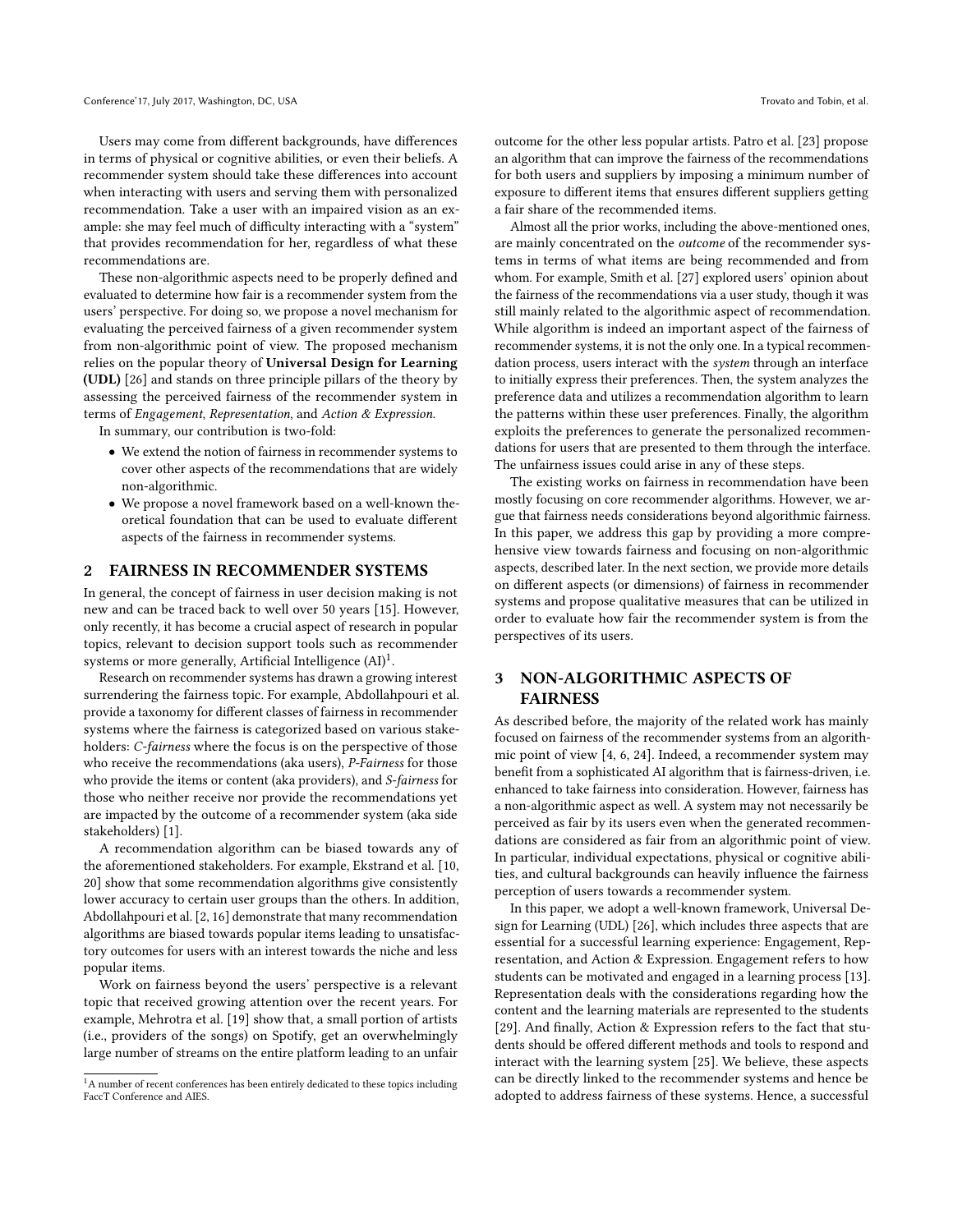Users may come from different backgrounds, have differences in terms of physical or cognitive abilities, or even their beliefs. A recommender system should take these differences into account when interacting with users and serving them with personalized recommendation. Take a user with an impaired vision as an example: she may feel much of difficulty interacting with a "system" that provides recommendation for her, regardless of what these recommendations are.

These non-algorithmic aspects need to be properly defined and evaluated to determine how fair is a recommender system from the users' perspective. For doing so, we propose a novel mechanism for evaluating the perceived fairness of a given recommender system from non-algorithmic point of view. The proposed mechanism relies on the popular theory of **Universal Design for Learning (UDL)** [26] and stands on three principle pillars of the theory by assessing the perceived fairness of the recommender system in terms of *Engagement*, *Representation*, and *Action & Expression*.

In summary, our contribution is two-fold:

- We extend the notion of fairness in recommender systems to cover other aspects of the recommendations that are widely non-algorithmic.
- We propose a novel framework based on a well-known theoretical foundation that can be used to evaluate different aspects of the fairness in recommender systems.

## 2 FAIRNESS IN RECOMMENDER SYSTEMS

In general, the concept of fairness in user decision making is not new and can be traced back to well over 50 years [15]. However, only recently, it has become a crucial aspect of research in popular topics, relevant to decision support tools such as recommender systems or more generally, Artificial Intelligence (AI)[1].

Research on recommender systems has drawn a growing interest surrendering the fairness topic. For example, Abdollahpouri et al. provide a taxonomy for different classes of fairness in recommender systems where the fairness is categorized based on various stakeholders: *C-fairness* where the focus is on the perspective of those who receive the recommendations (aka users), *P-Fairness* for those who provide the items or content (aka providers), and *S-fairness* for those who neither receive nor provide the recommendations yet are impacted by the outcome of a recommender system (aka side stakeholders) [1].

A recommendation algorithm can be biased towards any of the aforementioned stakeholders. For example, Ekstrand et al. [10, 20] show that some recommendation algorithms give consistently lower accuracy to certain user groups than the others. In addition, Abdollahpouri et al. [2, 16] demonstrate that many recommendation algorithms are biased towards popular items leading to unsatisfactory outcomes for users with an interest towards the niche and less popular items.

Work on fairness beyond the users' perspective is a relevant topic that received growing attention over the recent years. For example, Mehrotra et al. [19] show that, a small portion of artists (i.e., providers of the songs) on Spotify, get an overwhelmingly large number of streams on the entire platform leading to an unfair outcome for the other less popular artists. Patro et al. [23] propose an algorithm that can improve the fairness of the recommendations for both users and suppliers by imposing a minimum number of exposure to different items that ensures different suppliers getting a fair share of the recommended items.

Almost all the prior works, including the above-mentioned ones, are mainly concentrated on the *outcome* of the recommender systems in terms of what items are being recommended and from whom. For example, Smith et al. [27] explored users' opinion about the fairness of the recommendations via a user study, though it was still mainly related to the algorithmic aspect of recommendation. While algorithm is indeed an important aspect of the fairness of recommender systems, it is not the only one. In a typical recommendation process, users interact with the *system* through an interface to initially express their preferences. Then, the system analyzes the preference data and utilizes a recommendation algorithm to learn the patterns within these user preferences. Finally, the algorithm exploits the preferences to generate the personalized recommendations for users that are presented to them through the interface. The unfairness issues could arise in any of these steps.

The existing works on fairness in recommendation have been mostly focusing on core recommender algorithms. However, we argue that fairness needs considerations beyond algorithmic fairness. In this paper, we address this gap by providing a more comprehensive view towards fairness and focusing on non-algorithmic aspects, described later. In the next section, we provide more details on different aspects (or dimensions) of fairness in recommender systems and propose qualitative measures that can be utilized in order to evaluate how fair the recommender system is from the perspectives of its users.

## 3 NON-ALGORITHMIC ASPECTS OF FAIRNESS

As described before, the majority of the related work has mainly focused on fairness of the recommender systems from an algorithmic point of view [4, 6, 24]. Indeed, a recommender system may benefit from a sophisticated AI algorithm that is fairness-driven, i.e. enhanced to take fairness into consideration. However, fairness has a non-algorithmic aspect as well. A system may not necessarily be perceived as fair by its users even when the generated recommendations are considered as fair from an algorithmic point of view. In particular, individual expectations, physical or cognitive abilities, and cultural backgrounds can heavily influence the fairness perception of users towards a recommender system.

In this paper, we adopt a well-known framework, Universal Design for Learning (UDL) [26], which includes three aspects that are essential for a successful learning experience: Engagement, Representation, and Action & Expression. Engagement refers to how students can be motivated and engaged in a learning process [13]. Representation deals with the considerations regarding how the content and the learning materials are represented to the students [29]. And finally, Action & Expression refers to the fact that students should be offered different methods and tools to respond and interact with the learning system [25]. We believe, these aspects can be directly linked to the recommender systems and hence be adopted to address fairness of these systems. Hence, a successful

[1] A number of recent conferences has been entirely dedicated to these topics including FaccT Conference and AIES.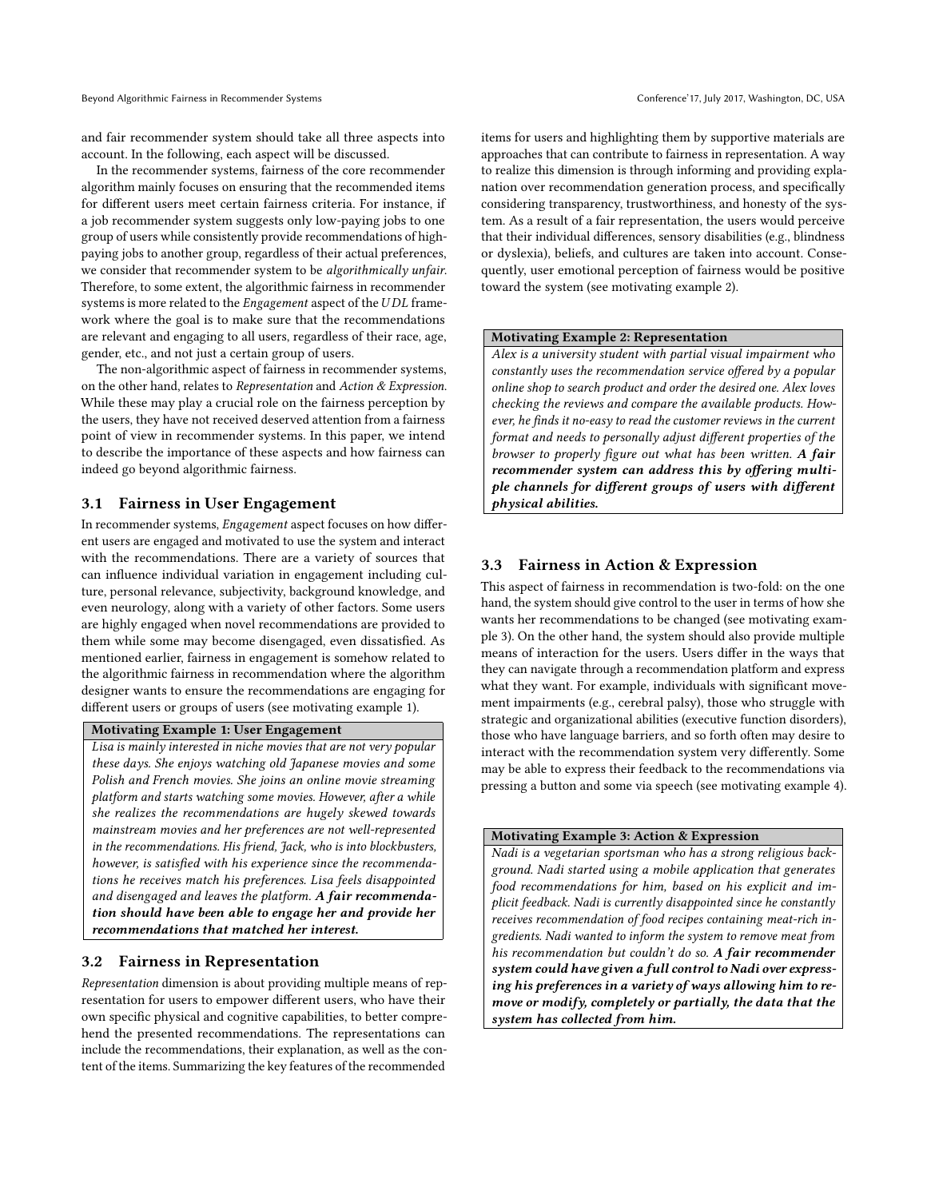and fair recommender system should take all three aspects into account. In the following, each aspect will be discussed.

In the recommender systems, fairness of the core recommender algorithm mainly focuses on ensuring that the recommended items for different users meet certain fairness criteria. For instance, if a job recommender system suggests only low-paying jobs to one group of users while consistently provide recommendations of high-paying jobs to another group, regardless of their actual preferences, we consider that recommender system to be *algorithmically unfair*. Therefore, to some extent, the algorithmic fairness in recommender systems is more related to the *Engagement* aspect of the *UDL* framework where the goal is to make sure that the recommendations are relevant and engaging to all users, regardless of their race, age, gender, etc., and not just a certain group of users.

The non-algorithmic aspect of fairness in recommender systems, on the other hand, relates to *Representation* and *Action & Expression*. While these may play a crucial role on the fairness perception by the users, they have not received deserved attention from a fairness point of view in recommender systems. In this paper, we intend to describe the importance of these aspects and how fairness can indeed go beyond algorithmic fairness.

### 3.1 Fairness in User Engagement

In recommender systems, *Engagement* aspect focuses on how different users are engaged and motivated to use the system and interact with the recommendations. There are a variety of sources that can influence individual variation in engagement including culture, personal relevance, subjectivity, background knowledge, and even neurology, along with a variety of other factors. Some users are highly engaged when novel recommendations are provided to them while some may become disengaged, even dissatisfied. As mentioned earlier, fairness in engagement is somehow related to the algorithmic fairness in recommendation where the algorithm designer wants to ensure the recommendations are engaging for different users or groups of users (see motivating example 1).

| **Motivating Example 1: User Engagement** |
|---|
| *Lisa is mainly interested in niche movies that are not very popular these days. She enjoys watching old Japanese movies and some Polish and French movies. She joins an online movie streaming platform and starts watching some movies. However, after a while she realizes the recommendations are hugely skewed towards mainstream movies and her preferences are not well-represented in the recommendations. His friend, Jack, who is into blockbusters, however, is satisfied with his experience since the recommendations he receives match his preferences. Lisa feels disappointed and disengaged and leaves the platform.* ***A fair recommendation should have been able to engage her and provide her recommendations that matched her interest.*** |

### 3.2 Fairness in Representation

*Representation* dimension is about providing multiple means of representation for users to empower different users, who have their own specific physical and cognitive capabilities, to better comprehend the presented recommendations. The representations can include the recommendations, their explanation, as well as the content of the items. Summarizing the key features of the recommended items for users and highlighting them by supportive materials are approaches that can contribute to fairness in representation. A way to realize this dimension is through informing and providing explanation over recommendation generation process, and specifically considering transparency, trustworthiness, and honesty of the system. As a result of a fair representation, the users would perceive that their individual differences, sensory disabilities (e.g., blindness or dyslexia), beliefs, and cultures are taken into account. Consequently, user emotional perception of fairness would be positive toward the system (see motivating example 2).

| **Motivating Example 2: Representation** |
|---|
| *Alex is a university student with partial visual impairment who constantly uses the recommendation service offered by a popular online shop to search product and order the desired one. Alex loves checking the reviews and compare the available products. However, he finds it no-easy to read the customer reviews in the current format and needs to personally adjust different properties of the browser to properly figure out what has been written.* ***A fair recommender system can address this by offering multiple channels for different groups of users with different physical abilities.*** |

### 3.3 Fairness in Action & Expression

This aspect of fairness in recommendation is two-fold: on the one hand, the system should give control to the user in terms of how she wants her recommendations to be changed (see motivating example 3). On the other hand, the system should also provide multiple means of interaction for the users. Users differ in the ways that they can navigate through a recommendation platform and express what they want. For example, individuals with significant movement impairments (e.g., cerebral palsy), those who struggle with strategic and organizational abilities (executive function disorders), those who have language barriers, and so forth often may desire to interact with the recommendation system very differently. Some may be able to express their feedback to the recommendations via pressing a button and some via speech (see motivating example 4).

| **Motivating Example 3: Action & Expression** |
|---|
| *Nadi is a vegetarian sportsman who has a strong religious background. Nadi started using a mobile application that generates food recommendations for him, based on his explicit and implicit feedback. Nadi is currently disappointed since he constantly receives recommendation of food recipes containing meat-rich ingredients. Nadi wanted to inform the system to remove meat from his recommendation but couldn't do so.* ***A fair recommender system could have given a full control to Nadi over expressing his preferences in a variety of ways allowing him to remove or modify, completely or partially, the data that the system has collected from him.*** |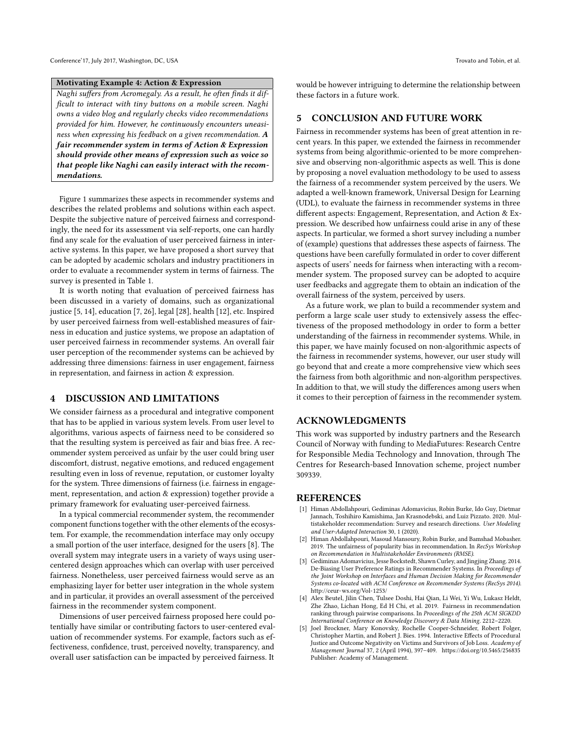**Motivating Example 4: Action & Expression**

*Naghi suffers from Acromegaly. As a result, he often finds it difficult to interact with tiny buttons on a mobile screen. Naghi owns a video blog and regularly checks video recommendations provided for him. However, he continuously encounters uneasiness when expressing his feedback on a given recommendation.* ***A fair recommender system in terms of Action & Expression should provide other means of expression such as voice so that people like Naghi can easily interact with the recommendations.***

Figure 1 summarizes these aspects in recommender systems and describes the related problems and solutions within each aspect. Despite the subjective nature of perceived fairness and correspondingly, the need for its assessment via self-reports, one can hardly find any scale for the evaluation of user perceived fairness in interactive systems. In this paper, we have proposed a short survey that can be adopted by academic scholars and industry practitioners in order to evaluate a recommender system in terms of fairness. The survey is presented in Table 1.

It is worth noting that evaluation of perceived fairness has been discussed in a variety of domains, such as organizational justice [5, 14], education [7, 26], legal [28], health [12], etc. Inspired by user perceived fairness from well-established measures of fairness in education and justice systems, we propose an adaptation of user perceived fairness in recommender systems. An overall fair user perception of the recommender systems can be achieved by addressing three dimensions: fairness in user engagement, fairness in representation, and fairness in action & expression.

## 4 DISCUSSION AND LIMITATIONS

We consider fairness as a procedural and integrative component that has to be applied in various system levels. From user level to algorithms, various aspects of fairness need to be considered so that the resulting system is perceived as fair and bias free. A recommender system perceived as unfair by the user could bring user discomfort, distrust, negative emotions, and reduced engagement resulting even in loss of revenue, reputation, or customer loyalty for the system. Three dimensions of fairness (i.e. fairness in engagement, representation, and action & expression) together provide a primary framework for evaluating user-perceived fairness.

In a typical commercial recommender system, the recommender component functions together with the other elements of the ecosystem. For example, the recommendation interface may only occupy a small portion of the user interface, designed for the users [8]. The overall system may integrate users in a variety of ways using user-centered design approaches which can overlap with user perceived fairness. Nonetheless, user perceived fairness would serve as an emphasizing layer for better user integration in the whole system and in particular, it provides an overall assessment of the perceived fairness in the recommender system component.

Dimensions of user perceived fairness proposed here could potentially have similar or contributing factors to user-centered evaluation of recommender systems. For example, factors such as effectiveness, confidence, trust, perceived novelty, transparency, and overall user satisfaction can be impacted by perceived fairness. It would be however intriguing to determine the relationship between these factors in a future work.

## 5 CONCLUSION AND FUTURE WORK

Fairness in recommender systems has been of great attention in recent years. In this paper, we extended the fairness in recommender systems from being algorithmic-oriented to be more comprehensive and observing non-algorithmic aspects as well. This is done by proposing a novel evaluation methodology to be used to assess the fairness of a recommender system perceived by the users. We adapted a well-known framework, Universal Design for Learning (UDL), to evaluate the fairness in recommender systems in three different aspects: Engagement, Representation, and Action & Expression. We described how unfairness could arise in any of these aspects. In particular, we formed a short survey including a number of (example) questions that addresses these aspects of fairness. The questions have been carefully formulated in order to cover different aspects of users' needs for fairness when interacting with a recommender system. The proposed survey can be adopted to acquire user feedbacks and aggregate them to obtain an indication of the overall fairness of the system, perceived by users.

As a future work, we plan to build a recommender system and perform a large scale user study to extensively assess the effectiveness of the proposed methodology in order to form a better understanding of the fairness in recommender systems. While, in this paper, we have mainly focused on non-algorithmic aspects of the fairness in recommender systems, however, our user study will go beyond that and create a more comprehensive view which sees the fairness from both algorithmic and non-algorithm perspectives. In addition to that, we will study the differences among users when it comes to their perception of fairness in the recommender system.

## ACKNOWLEDGMENTS

This work was supported by industry partners and the Research Council of Norway with funding to MediaFutures: Research Centre for Responsible Media Technology and Innovation, through The Centres for Research-based Innovation scheme, project number 309339.

## REFERENCES

[1] Himan Abdollahpouri, Gediminas Adomavicius, Robin Burke, Ido Guy, Dietmar Jannach, Toshihiro Kamishima, Jan Krasnodebski, and Luiz Pizzato. 2020. Multistakeholder recommendation: Survey and research directions. *User Modeling and User-Adapted Interaction* 30, 1 (2020).

[2] Himan Abdollahpouri, Masoud Mansoury, Robin Burke, and Bamshad Mobasher. 2019. The unfairness of popularity bias in recommendation. In *RecSys Workshop on Recommendation in Multistakeholder Environments (RMSE)*.

[3] Gediminas Adomavicius, Jesse Bockstedt, Shawn Curley, and Jingjing Zhang. 2014. De-Biasing User Preference Ratings in Recommender Systems. In *Proceedings of the Joint Workshop on Interfaces and Human Decision Making for Recommender Systems co-located with ACM Conference on Recommender Systems (RecSys 2014)*. http://ceur-ws.org/Vol-1253/

[4] Alex Beutel, Jilin Chen, Tulsee Doshi, Hai Qian, Li Wei, Yi Wu, Lukasz Heldt, Zhe Zhao, Lichan Hong, Ed H Chi, et al. 2019. Fairness in recommendation ranking through pairwise comparisons. In *Proceedings of the 25th ACM SIGKDD International Conference on Knowledge Discovery & Data Mining*. 2212–2220.

[5] Joel Brockner, Mary Konovsky, Rochelle Cooper-Schneider, Robert Folger, Christopher Martin, and Robert J. Bies. 1994. Interactive Effects of Procedural Justice and Outcome Negativity on Victims and Survivors of Job Loss. *Academy of Management Journal* 37, 2 (April 1994), 397–409. https://doi.org/10.5465/256835 Publisher: Academy of Management.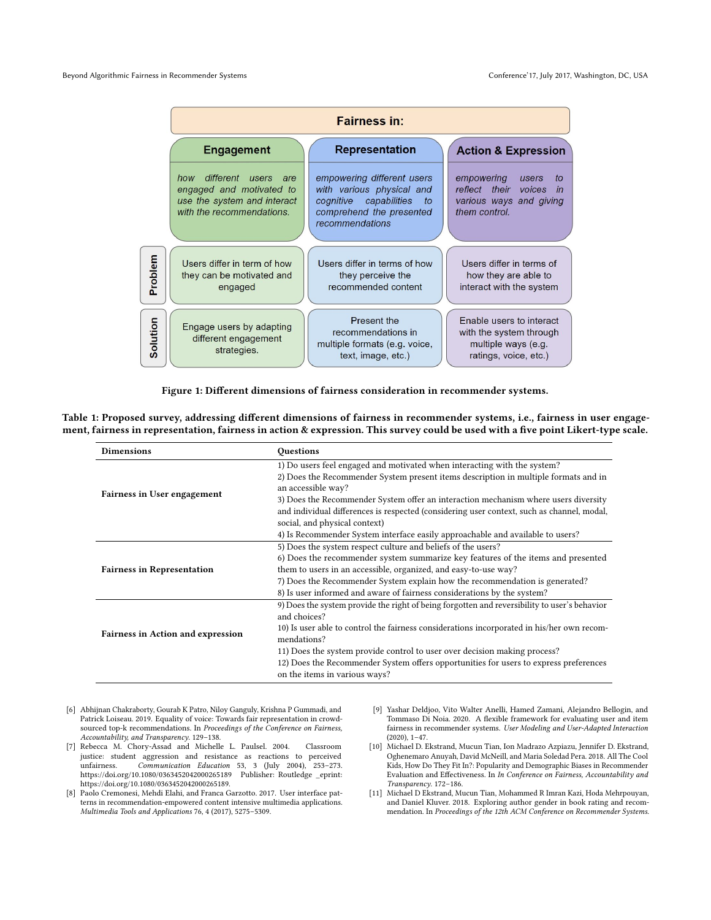| Fairness in: | | | |
|---|---|---|---|
| | **Engagement** | **Representation** | **Action & Expression** |
| | *how different users are engaged and motivated to use the system and interact with the recommendations.* | *empowering different users with various physical and cognitive capabilities to comprehend the presented recommendations* | *empowering users to reflect their voices in various ways and giving them control.* |
| **Problem** | Users differ in term of how they can be motivated and engaged | Users differ in terms of how they perceive the recommended content | Users differ in terms of how they are able to interact with the system |
| **Solution** | Engage users by adapting different engagement strategies. | Present the recommendations in multiple formats (e.g. voice, text, image, etc.) | Enable users to interact with the system through multiple ways (e.g. ratings, voice, etc.) |

**Figure 1: Different dimensions of fairness consideration in recommender systems.**

**Table 1: Proposed survey, addressing different dimensions of fairness in recommender systems, i.e., fairness in user engagement, fairness in representation, fairness in action & expression. This survey could be used with a five point Likert-type scale.**

| Dimensions | Questions |
|---|---|
| **Fairness in User engagement** | 1) Do users feel engaged and motivated when interacting with the system?<br>2) Does the Recommender System present items description in multiple formats and in an accessible way?<br>3) Does the Recommender System offer an interaction mechanism where users diversity and individual differences is respected (considering user context, such as channel, modal, social, and physical context)<br>4) Is Recommender System interface easily approachable and available to users? |
| **Fairness in Representation** | 5) Does the system respect culture and beliefs of the users?<br>6) Does the recommender system summarize key features of the items and presented them to users in an accessible, organized, and easy-to-use way?<br>7) Does the Recommender System explain how the recommendation is generated?<br>8) Is user informed and aware of fairness considerations by the system? |
| **Fairness in Action and expression** | 9) Does the system provide the right of being forgotten and reversibility to user's behavior and choices?<br>10) Is user able to control the fairness considerations incorporated in his/her own recommendations?<br>11) Does the system provide control to user over decision making process?<br>12) Does the Recommender System offers opportunities for users to express preferences on the items in various ways? |

[6] Abhijnan Chakraborty, Gourab K Patro, Niloy Ganguly, Krishna P Gummadi, and Patrick Loiseau. 2019. Equality of voice: Towards fair representation in crowd-sourced top-k recommendations. In *Proceedings of the Conference on Fairness, Accountability, and Transparency*. 129–138.

[7] Rebecca M. Chory-Assad and Michelle L. Paulsel. 2004. Classroom justice: student aggression and resistance as reactions to perceived unfairness. *Communication Education* 53, 3 (July 2004), 253–273. https://doi.org/10.1080/0363452042000265189 Publisher: Routledge _eprint: https://doi.org/10.1080/0363452042000265189.

[8] Paolo Cremonesi, Mehdi Elahi, and Franca Garzotto. 2017. User interface patterns in recommendation-empowered content intensive multimedia applications. *Multimedia Tools and Applications* 76, 4 (2017), 5275–5309.

[9] Yashar Deldjoo, Vito Walter Anelli, Hamed Zamani, Alejandro Bellogin, and Tommaso Di Noia. 2020. A flexible framework for evaluating user and item fairness in recommender systems. *User Modeling and User-Adapted Interaction* (2020), 1–47.

[10] Michael D. Ekstrand, Mucun Tian, Ion Madrazo Azpiazu, Jennifer D. Ekstrand, Oghenemaro Anuyah, David McNeill, and Maria Soledad Pera. 2018. All The Cool Kids, How Do They Fit In?: Popularity and Demographic Biases in Recommender Evaluation and Effectiveness. In *In Conference on Fairness, Accountability and Transparency*. 172–186.

[11] Michael D Ekstrand, Mucun Tian, Mohammed R Imran Kazi, Hoda Mehrpouyan, and Daniel Kluver. 2018. Exploring author gender in book rating and recommendation. In *Proceedings of the 12th ACM Conference on Recommender Systems*.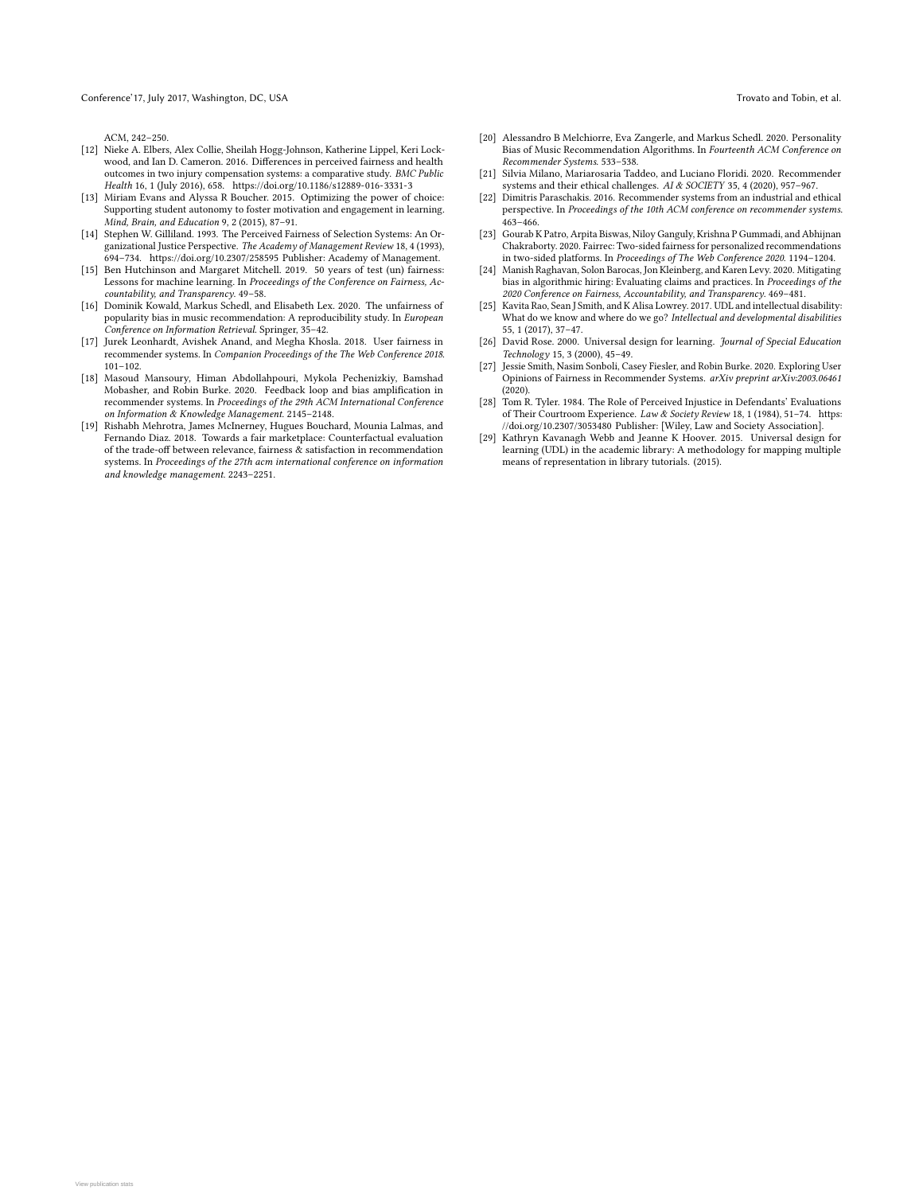ACM, 242–250.

[12] Nieke A. Elbers, Alex Collie, Sheilah Hogg-Johnson, Katherine Lippel, Keri Lockwood, and Ian D. Cameron. 2016. Differences in perceived fairness and health outcomes in two injury compensation systems: a comparative study. *BMC Public Health* 16, 1 (July 2016), 658. https://doi.org/10.1186/s12889-016-3331-3

[13] Miriam Evans and Alyssa R Boucher. 2015. Optimizing the power of choice: Supporting student autonomy to foster motivation and engagement in learning. *Mind, Brain, and Education* 9, 2 (2015), 87–91.

[14] Stephen W. Gilliland. 1993. The Perceived Fairness of Selection Systems: An Organizational Justice Perspective. *The Academy of Management Review* 18, 4 (1993), 694–734. https://doi.org/10.2307/258595 Publisher: Academy of Management.

[15] Ben Hutchinson and Margaret Mitchell. 2019. 50 years of test (un) fairness: Lessons for machine learning. In *Proceedings of the Conference on Fairness, Accountability, and Transparency*. 49–58.

[16] Dominik Kowald, Markus Schedl, and Elisabeth Lex. 2020. The unfairness of popularity bias in music recommendation: A reproducibility study. In *European Conference on Information Retrieval*. Springer, 35–42.

[17] Jurek Leonhardt, Avishek Anand, and Megha Khosla. 2018. User fairness in recommender systems. In *Companion Proceedings of the The Web Conference 2018*. 101–102.

[18] Masoud Mansoury, Himan Abdollahpouri, Mykola Pechenizkiy, Bamshad Mobasher, and Robin Burke. 2020. Feedback loop and bias amplification in recommender systems. In *Proceedings of the 29th ACM International Conference on Information & Knowledge Management*. 2145–2148.

[19] Rishabh Mehrotra, James McInerney, Hugues Bouchard, Mounia Lalmas, and Fernando Diaz. 2018. Towards a fair marketplace: Counterfactual evaluation of the trade-off between relevance, fairness & satisfaction in recommendation systems. In *Proceedings of the 27th acm international conference on information and knowledge management*. 2243–2251.

[20] Alessandro B Melchiorre, Eva Zangerle, and Markus Schedl. 2020. Personality Bias of Music Recommendation Algorithms. In *Fourteenth ACM Conference on Recommender Systems*. 533–538.

[21] Silvia Milano, Mariarosaria Taddeo, and Luciano Floridi. 2020. Recommender systems and their ethical challenges. *AI & SOCIETY* 35, 4 (2020), 957–967.

[22] Dimitris Paraschakis. 2016. Recommender systems from an industrial and ethical perspective. In *Proceedings of the 10th ACM conference on recommender systems*. 463–466.

[23] Gourab K Patro, Arpita Biswas, Niloy Ganguly, Krishna P Gummadi, and Abhijnan Chakraborty. 2020. Fairrec: Two-sided fairness for personalized recommendations in two-sided platforms. In *Proceedings of The Web Conference 2020*. 1194–1204.

[24] Manish Raghavan, Solon Barocas, Jon Kleinberg, and Karen Levy. 2020. Mitigating bias in algorithmic hiring: Evaluating claims and practices. In *Proceedings of the 2020 Conference on Fairness, Accountability, and Transparency*. 469–481.

[25] Kavita Rao, Sean J Smith, and K Alisa Lowrey. 2017. UDL and intellectual disability: What do we know and where do we go? *Intellectual and developmental disabilities* 55, 1 (2017), 37–47.

[26] David Rose. 2000. Universal design for learning. *Journal of Special Education Technology* 15, 3 (2000), 45–49.

[27] Jessie Smith, Nasim Sonboli, Casey Fiesler, and Robin Burke. 2020. Exploring User Opinions of Fairness in Recommender Systems. *arXiv preprint arXiv:2003.06461* (2020).

[28] Tom R. Tyler. 1984. The Role of Perceived Injustice in Defendants' Evaluations of Their Courtroom Experience. *Law & Society Review* 18, 1 (1984), 51–74. https://doi.org/10.2307/3053480 Publisher: [Wiley, Law and Society Association].

[29] Kathryn Kavanagh Webb and Jeanne K Hoover. 2015. Universal design for learning (UDL) in the academic library: A methodology for mapping multiple means of representation in library tutorials. (2015).